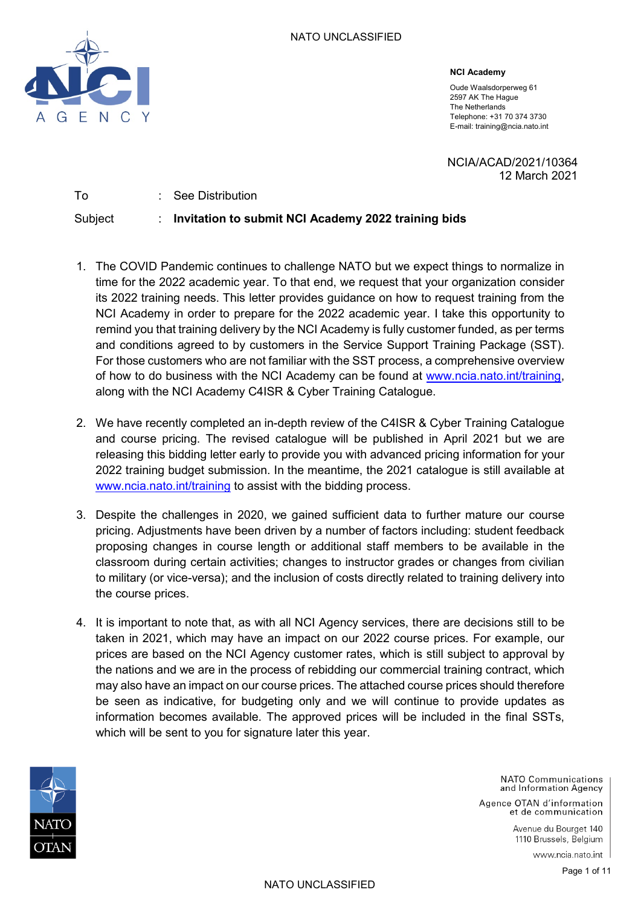**NCI Academy**

Oude Waalsdorperweg 61
2597 AK The Hague
The Netherlands
Telephone: +31 70 374 3730
E-mail: training@ncia.nato.int

NCIA/ACAD/2021/10364
12 March 2021

To : See Distribution

Subject : **Invitation to submit NCI Academy 2022 training bids**

1. The COVID Pandemic continues to challenge NATO but we expect things to normalize in time for the 2022 academic year. To that end, we request that your organization consider its 2022 training needs. This letter provides guidance on how to request training from the NCI Academy in order to prepare for the 2022 academic year. I take this opportunity to remind you that training delivery by the NCI Academy is fully customer funded, as per terms and conditions agreed to by customers in the Service Support Training Package (SST). For those customers who are not familiar with the SST process, a comprehensive overview of how to do business with the NCI Academy can be found at www.ncia.nato.int/training, along with the NCI Academy C4ISR & Cyber Training Catalogue.

2. We have recently completed an in-depth review of the C4ISR & Cyber Training Catalogue and course pricing. The revised catalogue will be published in April 2021 but we are releasing this bidding letter early to provide you with advanced pricing information for your 2022 training budget submission. In the meantime, the 2021 catalogue is still available at www.ncia.nato.int/training to assist with the bidding process.

3. Despite the challenges in 2020, we gained sufficient data to further mature our course pricing. Adjustments have been driven by a number of factors including: student feedback proposing changes in course length or additional staff members to be available in the classroom during certain activities; changes to instructor grades or changes from civilian to military (or vice-versa); and the inclusion of costs directly related to training delivery into the course prices.

4. It is important to note that, as with all NCI Agency services, there are decisions still to be taken in 2021, which may have an impact on our 2022 course prices. For example, our prices are based on the NCI Agency customer rates, which is still subject to approval by the nations and we are in the process of rebidding our commercial training contract, which may also have an impact on our course prices. The attached course prices should therefore be seen as indicative, for budgeting only and we will continue to provide updates as information becomes available. The approved prices will be included in the final SSTs, which will be sent to you for signature later this year.

NATO Communications and Information Agency
Agence OTAN d'information et de communication
Avenue du Bourget 140
1110 Brussels, Belgium
www.ncia.nato.int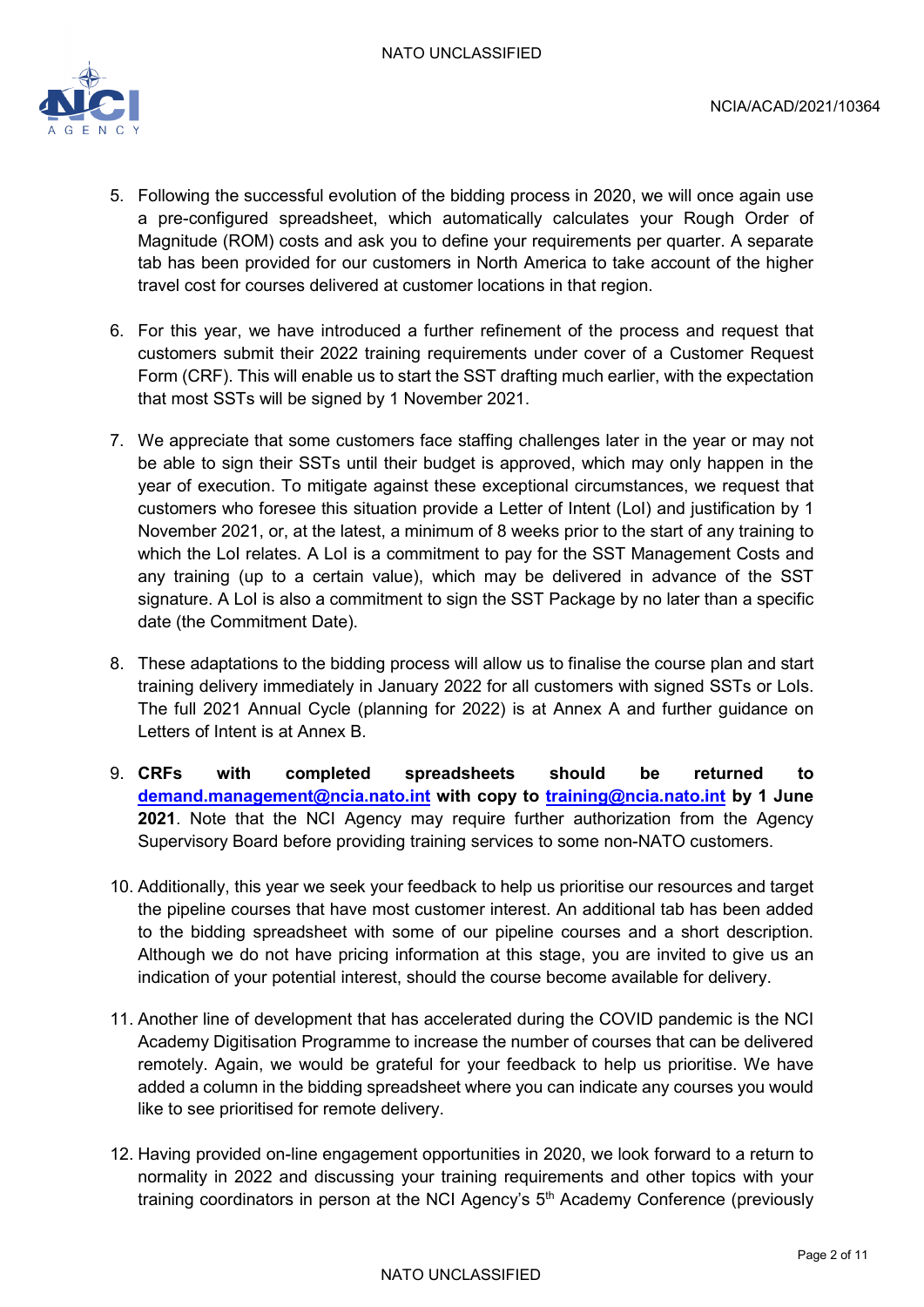5. Following the successful evolution of the bidding process in 2020, we will once again use a pre-configured spreadsheet, which automatically calculates your Rough Order of Magnitude (ROM) costs and ask you to define your requirements per quarter. A separate tab has been provided for our customers in North America to take account of the higher travel cost for courses delivered at customer locations in that region.

6. For this year, we have introduced a further refinement of the process and request that customers submit their 2022 training requirements under cover of a Customer Request Form (CRF). This will enable us to start the SST drafting much earlier, with the expectation that most SSTs will be signed by 1 November 2021.

7. We appreciate that some customers face staffing challenges later in the year or may not be able to sign their SSTs until their budget is approved, which may only happen in the year of execution. To mitigate against these exceptional circumstances, we request that customers who foresee this situation provide a Letter of Intent (LoI) and justification by 1 November 2021, or, at the latest, a minimum of 8 weeks prior to the start of any training to which the LoI relates. A LoI is a commitment to pay for the SST Management Costs and any training (up to a certain value), which may be delivered in advance of the SST signature. A LoI is also a commitment to sign the SST Package by no later than a specific date (the Commitment Date).

8. These adaptations to the bidding process will allow us to finalise the course plan and start training delivery immediately in January 2022 for all customers with signed SSTs or LoIs. The full 2021 Annual Cycle (planning for 2022) is at Annex A and further guidance on Letters of Intent is at Annex B.

9. **CRFs with completed spreadsheets should be returned to [demand.management@ncia.nato.int](mailto:demand.management@ncia.nato.int) with copy to [training@ncia.nato.int](mailto:training@ncia.nato.int) by 1 June 2021**. Note that the NCI Agency may require further authorization from the Agency Supervisory Board before providing training services to some non-NATO customers.

10. Additionally, this year we seek your feedback to help us prioritise our resources and target the pipeline courses that have most customer interest. An additional tab has been added to the bidding spreadsheet with some of our pipeline courses and a short description. Although we do not have pricing information at this stage, you are invited to give us an indication of your potential interest, should the course become available for delivery.

11. Another line of development that has accelerated during the COVID pandemic is the NCI Academy Digitisation Programme to increase the number of courses that can be delivered remotely. Again, we would be grateful for your feedback to help us prioritise. We have added a column in the bidding spreadsheet where you can indicate any courses you would like to see prioritised for remote delivery.

12. Having provided on-line engagement opportunities in 2020, we look forward to a return to normality in 2022 and discussing your training requirements and other topics with your training coordinators in person at the NCI Agency's 5th Academy Conference (previously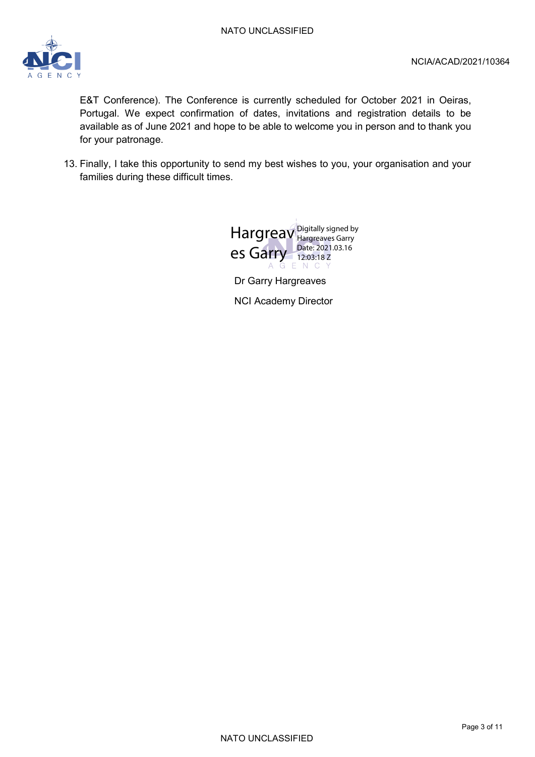E&T Conference). The Conference is currently scheduled for October 2021 in Oeiras, Portugal. We expect confirmation of dates, invitations and registration details to be available as of June 2021 and hope to be able to welcome you in person and to thank you for your patronage.

13. Finally, I take this opportunity to send my best wishes to you, your organisation and your families during these difficult times.

Hargreaves Garry Digitally signed by Hargreaves Garry Date: 2021.03.16 12:03:18 Z

Dr Garry Hargreaves

NCI Academy Director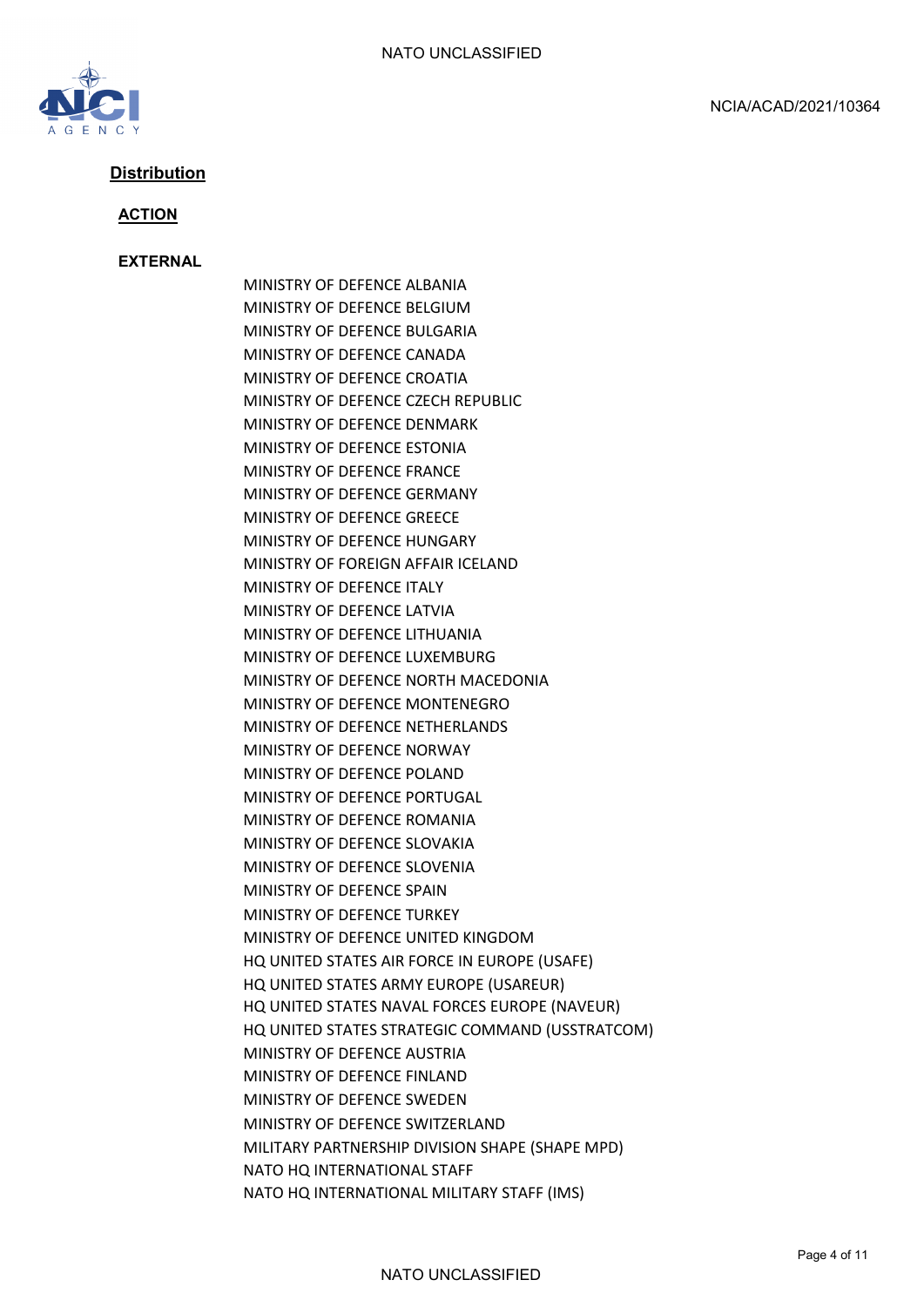## Distribution

### ACTION

**EXTERNAL**

MINISTRY OF DEFENCE ALBANIA
MINISTRY OF DEFENCE BELGIUM
MINISTRY OF DEFENCE BULGARIA
MINISTRY OF DEFENCE CANADA
MINISTRY OF DEFENCE CROATIA
MINISTRY OF DEFENCE CZECH REPUBLIC
MINISTRY OF DEFENCE DENMARK
MINISTRY OF DEFENCE ESTONIA
MINISTRY OF DEFENCE FRANCE
MINISTRY OF DEFENCE GERMANY
MINISTRY OF DEFENCE GREECE
MINISTRY OF DEFENCE HUNGARY
MINISTRY OF FOREIGN AFFAIR ICELAND
MINISTRY OF DEFENCE ITALY
MINISTRY OF DEFENCE LATVIA
MINISTRY OF DEFENCE LITHUANIA
MINISTRY OF DEFENCE LUXEMBURG
MINISTRY OF DEFENCE NORTH MACEDONIA
MINISTRY OF DEFENCE MONTENEGRO
MINISTRY OF DEFENCE NETHERLANDS
MINISTRY OF DEFENCE NORWAY
MINISTRY OF DEFENCE POLAND
MINISTRY OF DEFENCE PORTUGAL
MINISTRY OF DEFENCE ROMANIA
MINISTRY OF DEFENCE SLOVAKIA
MINISTRY OF DEFENCE SLOVENIA
MINISTRY OF DEFENCE SPAIN
MINISTRY OF DEFENCE TURKEY
MINISTRY OF DEFENCE UNITED KINGDOM
HQ UNITED STATES AIR FORCE IN EUROPE (USAFE)
HQ UNITED STATES ARMY EUROPE (USAREUR)
HQ UNITED STATES NAVAL FORCES EUROPE (NAVEUR)
HQ UNITED STATES STRATEGIC COMMAND (USSTRATCOM)
MINISTRY OF DEFENCE AUSTRIA
MINISTRY OF DEFENCE FINLAND
MINISTRY OF DEFENCE SWEDEN
MINISTRY OF DEFENCE SWITZERLAND
MILITARY PARTNERSHIP DIVISION SHAPE (SHAPE MPD)
NATO HQ INTERNATIONAL STAFF
NATO HQ INTERNATIONAL MILITARY STAFF (IMS)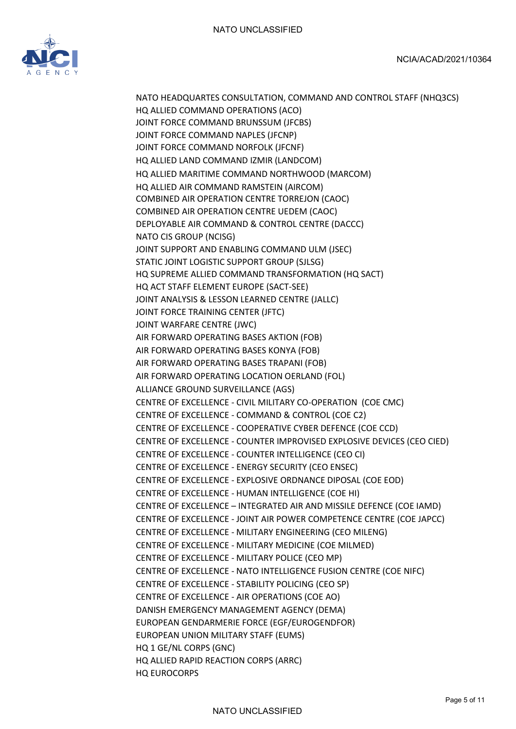NATO HEADQUARTES CONSULTATION, COMMAND AND CONTROL STAFF (NHQ3CS)
HQ ALLIED COMMAND OPERATIONS (ACO)
JOINT FORCE COMMAND BRUNSSUM (JFCBS)
JOINT FORCE COMMAND NAPLES (JFCNP)
JOINT FORCE COMMAND NORFOLK (JFCNF)
HQ ALLIED LAND COMMAND IZMIR (LANDCOM)
HQ ALLIED MARITIME COMMAND NORTHWOOD (MARCOM)
HQ ALLIED AIR COMMAND RAMSTEIN (AIRCOM)
COMBINED AIR OPERATION CENTRE TORREJON (CAOC)
COMBINED AIR OPERATION CENTRE UEDEM (CAOC)
DEPLOYABLE AIR COMMAND & CONTROL CENTRE (DACCC)
NATO CIS GROUP (NCISG)
JOINT SUPPORT AND ENABLING COMMAND ULM (JSEC)
STATIC JOINT LOGISTIC SUPPORT GROUP (SJLSG)
HQ SUPREME ALLIED COMMAND TRANSFORMATION (HQ SACT)
HQ ACT STAFF ELEMENT EUROPE (SACT-SEE)
JOINT ANALYSIS & LESSON LEARNED CENTRE (JALLC)
JOINT FORCE TRAINING CENTER (JFTC)
JOINT WARFARE CENTRE (JWC)
AIR FORWARD OPERATING BASES AKTION (FOB)
AIR FORWARD OPERATING BASES KONYA (FOB)
AIR FORWARD OPERATING BASES TRAPANI (FOB)
AIR FORWARD OPERATING LOCATION OERLAND (FOL)
ALLIANCE GROUND SURVEILLANCE (AGS)
CENTRE OF EXCELLENCE - CIVIL MILITARY CO-OPERATION (COE CMC)
CENTRE OF EXCELLENCE - COMMAND & CONTROL (COE C2)
CENTRE OF EXCELLENCE - COOPERATIVE CYBER DEFENCE (COE CCD)
CENTRE OF EXCELLENCE - COUNTER IMPROVISED EXPLOSIVE DEVICES (CEO CIED)
CENTRE OF EXCELLENCE - COUNTER INTELLIGENCE (CEO CI)
CENTRE OF EXCELLENCE - ENERGY SECURITY (CEO ENSEC)
CENTRE OF EXCELLENCE - EXPLOSIVE ORDNANCE DIPOSAL (COE EOD)
CENTRE OF EXCELLENCE - HUMAN INTELLIGENCE (COE HI)
CENTRE OF EXCELLENCE – INTEGRATED AIR AND MISSILE DEFENCE (COE IAMD)
CENTRE OF EXCELLENCE - JOINT AIR POWER COMPETENCE CENTRE (COE JAPCC)
CENTRE OF EXCELLENCE - MILITARY ENGINEERING (CEO MILENG)
CENTRE OF EXCELLENCE - MILITARY MEDICINE (COE MILMED)
CENTRE OF EXCELLENCE - MILITARY POLICE (CEO MP)
CENTRE OF EXCELLENCE - NATO INTELLIGENCE FUSION CENTRE (COE NIFC)
CENTRE OF EXCELLENCE - STABILITY POLICING (CEO SP)
CENTRE OF EXCELLENCE - AIR OPERATIONS (COE AO)
DANISH EMERGENCY MANAGEMENT AGENCY (DEMA)
EUROPEAN GENDARMERIE FORCE (EGF/EUROGENDFOR)
EUROPEAN UNION MILITARY STAFF (EUMS)
HQ 1 GE/NL CORPS (GNC)
HQ ALLIED RAPID REACTION CORPS (ARRC)
HQ EUROCORPS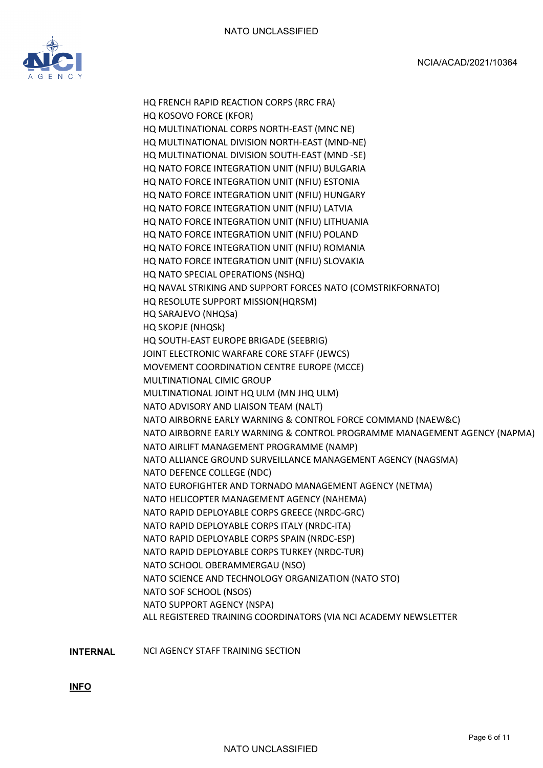HQ FRENCH RAPID REACTION CORPS (RRC FRA)
HQ KOSOVO FORCE (KFOR)
HQ MULTINATIONAL CORPS NORTH-EAST (MNC NE)
HQ MULTINATIONAL DIVISION NORTH-EAST (MND-NE)
HQ MULTINATIONAL DIVISION SOUTH-EAST (MND -SE)
HQ NATO FORCE INTEGRATION UNIT (NFIU) BULGARIA
HQ NATO FORCE INTEGRATION UNIT (NFIU) ESTONIA
HQ NATO FORCE INTEGRATION UNIT (NFIU) HUNGARY
HQ NATO FORCE INTEGRATION UNIT (NFIU) LATVIA
HQ NATO FORCE INTEGRATION UNIT (NFIU) LITHUANIA
HQ NATO FORCE INTEGRATION UNIT (NFIU) POLAND
HQ NATO FORCE INTEGRATION UNIT (NFIU) ROMANIA
HQ NATO FORCE INTEGRATION UNIT (NFIU) SLOVAKIA
HQ NATO SPECIAL OPERATIONS (NSHQ)
HQ NAVAL STRIKING AND SUPPORT FORCES NATO (COMSTRIKFORNATO)
HQ RESOLUTE SUPPORT MISSION(HQRSM)
HQ SARAJEVO (NHQSa)
HQ SKOPJE (NHQSk)
HQ SOUTH-EAST EUROPE BRIGADE (SEEBRIG)
JOINT ELECTRONIC WARFARE CORE STAFF (JEWCS)
MOVEMENT COORDINATION CENTRE EUROPE (MCCE)
MULTINATIONAL CIMIC GROUP
MULTINATIONAL JOINT HQ ULM (MN JHQ ULM)
NATO ADVISORY AND LIAISON TEAM (NALT)
NATO AIRBORNE EARLY WARNING & CONTROL FORCE COMMAND (NAEW&C)
NATO AIRBORNE EARLY WARNING & CONTROL PROGRAMME MANAGEMENT AGENCY (NAPMA)
NATO AIRLIFT MANAGEMENT PROGRAMME (NAMP)
NATO ALLIANCE GROUND SURVEILLANCE MANAGEMENT AGENCY (NAGSMA)
NATO DEFENCE COLLEGE (NDC)
NATO EUROFIGHTER AND TORNADO MANAGEMENT AGENCY (NETMA)
NATO HELICOPTER MANAGEMENT AGENCY (NAHEMA)
NATO RAPID DEPLOYABLE CORPS GREECE (NRDC-GRC)
NATO RAPID DEPLOYABLE CORPS ITALY (NRDC-ITA)
NATO RAPID DEPLOYABLE CORPS SPAIN (NRDC-ESP)
NATO RAPID DEPLOYABLE CORPS TURKEY (NRDC-TUR)
NATO SCHOOL OBERAMMERGAU (NSO)
NATO SCIENCE AND TECHNOLOGY ORGANIZATION (NATO STO)
NATO SOF SCHOOL (NSOS)
NATO SUPPORT AGENCY (NSPA)
ALL REGISTERED TRAINING COORDINATORS (VIA NCI ACADEMY NEWSLETTER

**INTERNAL** NCI AGENCY STAFF TRAINING SECTION

**INFO**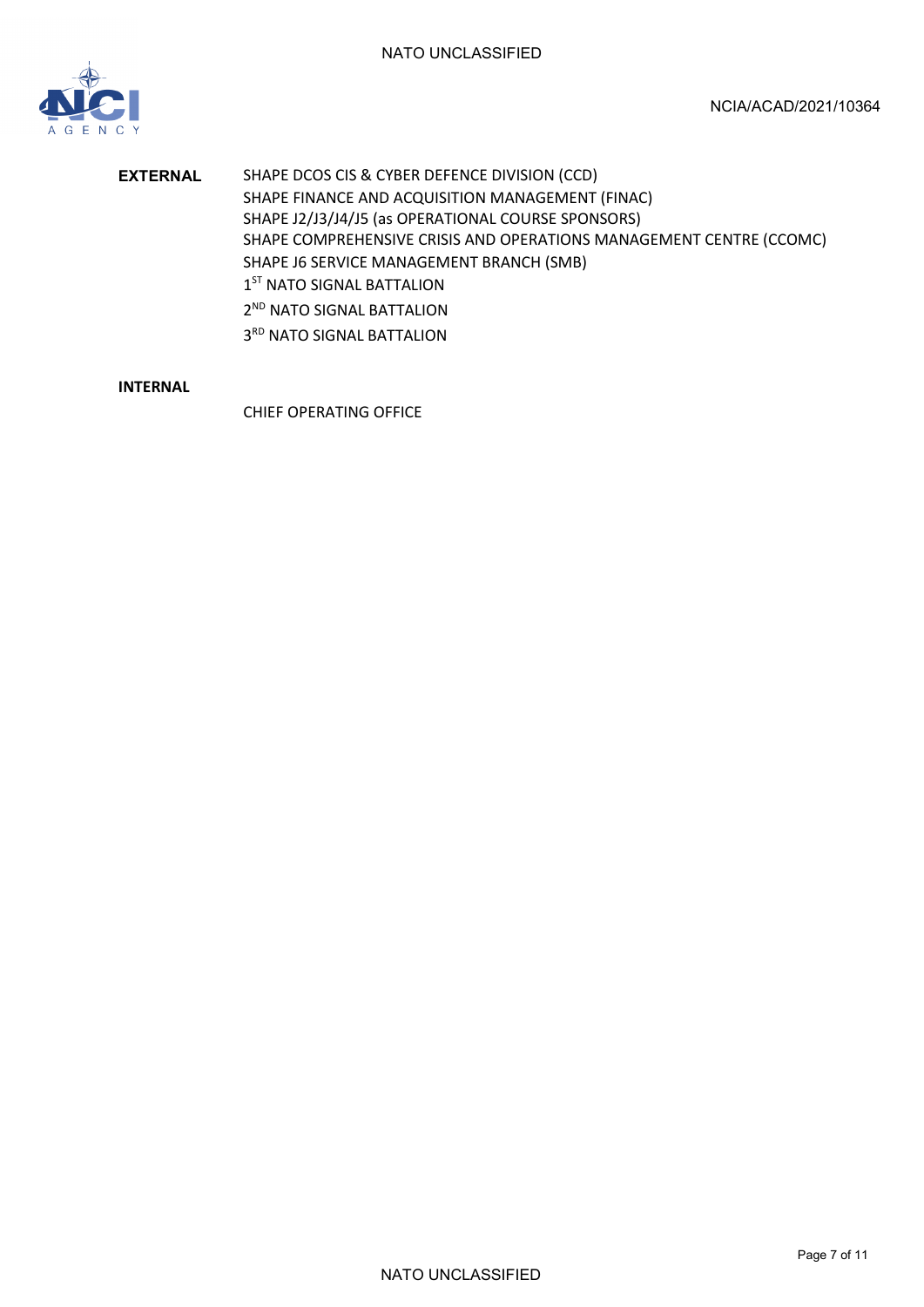**EXTERNAL**

SHAPE DCOS CIS & CYBER DEFENCE DIVISION (CCD)
SHAPE FINANCE AND ACQUISITION MANAGEMENT (FINAC)
SHAPE J2/J3/J4/J5 (as OPERATIONAL COURSE SPONSORS)
SHAPE COMPREHENSIVE CRISIS AND OPERATIONS MANAGEMENT CENTRE (CCOMC)
SHAPE J6 SERVICE MANAGEMENT BRANCH (SMB)
1ST NATO SIGNAL BATTALION
2ND NATO SIGNAL BATTALION
3RD NATO SIGNAL BATTALION

**INTERNAL**

CHIEF OPERATING OFFICE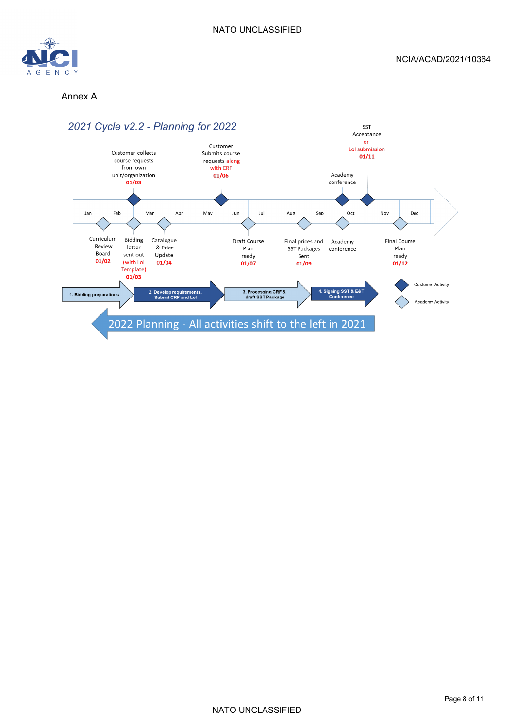Annex A

## 2021 Cycle v2.2 - Planning for 2022

**Timeline (Jan – Dec):**

Customer activities (above timeline):
- Customer collects course requests from own unit/organization – 01/03
- Customer Submits course requests along with CRF – 01/06
- Academy conference (Oct)
- SST Acceptance or LoI submission – 01/11

Academy activities (below timeline):
- Curriculum Review Board – 01/02
- Bidding letter sent out (with LoI Template) – 01/03
- Catalogue & Price Update – 01/04
- Draft Course Plan ready – 01/07
- Final prices and SST Packages Sent – 01/09
- Academy conference (Oct)
- Final Course Plan ready – 01/12

Phases:
1. Bidding preparations
2. Develop requirements. Submit CRF and LoI
3. Processing CRF & draft SST Package
4. Signing SST & E&T Conference

Legend: Customer Activity; Academy Activity

2022 Planning - All activities shift to the left in 2021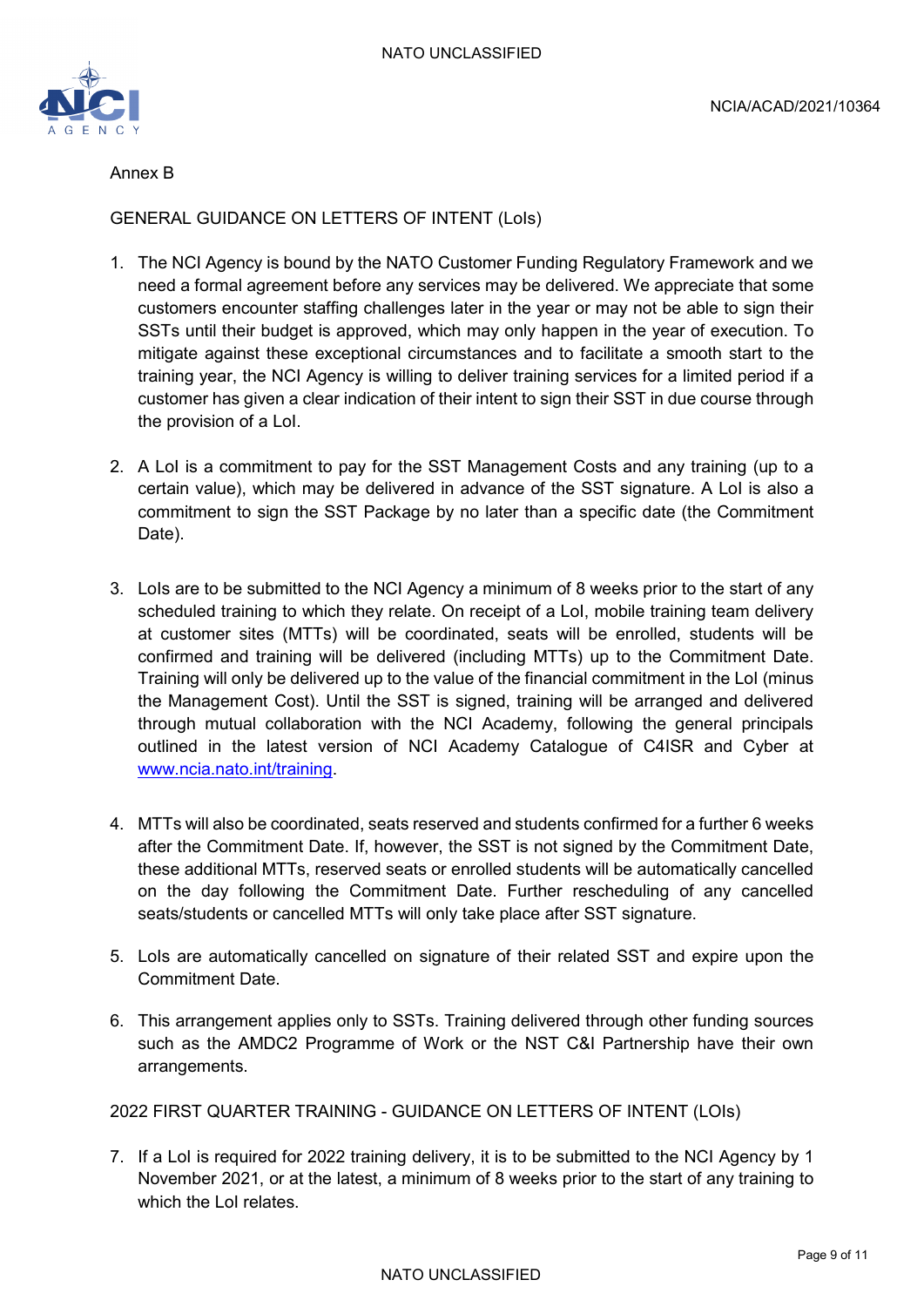Annex B

## GENERAL GUIDANCE ON LETTERS OF INTENT (LoIs)

1. The NCI Agency is bound by the NATO Customer Funding Regulatory Framework and we need a formal agreement before any services may be delivered. We appreciate that some customers encounter staffing challenges later in the year or may not be able to sign their SSTs until their budget is approved, which may only happen in the year of execution. To mitigate against these exceptional circumstances and to facilitate a smooth start to the training year, the NCI Agency is willing to deliver training services for a limited period if a customer has given a clear indication of their intent to sign their SST in due course through the provision of a LoI.

2. A LoI is a commitment to pay for the SST Management Costs and any training (up to a certain value), which may be delivered in advance of the SST signature. A LoI is also a commitment to sign the SST Package by no later than a specific date (the Commitment Date).

3. LoIs are to be submitted to the NCI Agency a minimum of 8 weeks prior to the start of any scheduled training to which they relate. On receipt of a LoI, mobile training team delivery at customer sites (MTTs) will be coordinated, seats will be enrolled, students will be confirmed and training will be delivered (including MTTs) up to the Commitment Date. Training will only be delivered up to the value of the financial commitment in the LoI (minus the Management Cost). Until the SST is signed, training will be arranged and delivered through mutual collaboration with the NCI Academy, following the general principals outlined in the latest version of NCI Academy Catalogue of C4ISR and Cyber at [www.ncia.nato.int/training](www.ncia.nato.int/training).

4. MTTs will also be coordinated, seats reserved and students confirmed for a further 6 weeks after the Commitment Date. If, however, the SST is not signed by the Commitment Date, these additional MTTs, reserved seats or enrolled students will be automatically cancelled on the day following the Commitment Date. Further rescheduling of any cancelled seats/students or cancelled MTTs will only take place after SST signature.

5. LoIs are automatically cancelled on signature of their related SST and expire upon the Commitment Date.

6. This arrangement applies only to SSTs. Training delivered through other funding sources such as the AMDC2 Programme of Work or the NST C&I Partnership have their own arrangements.

## 2022 FIRST QUARTER TRAINING - GUIDANCE ON LETTERS OF INTENT (LOIs)

7. If a LoI is required for 2022 training delivery, it is to be submitted to the NCI Agency by 1 November 2021, or at the latest, a minimum of 8 weeks prior to the start of any training to which the LoI relates.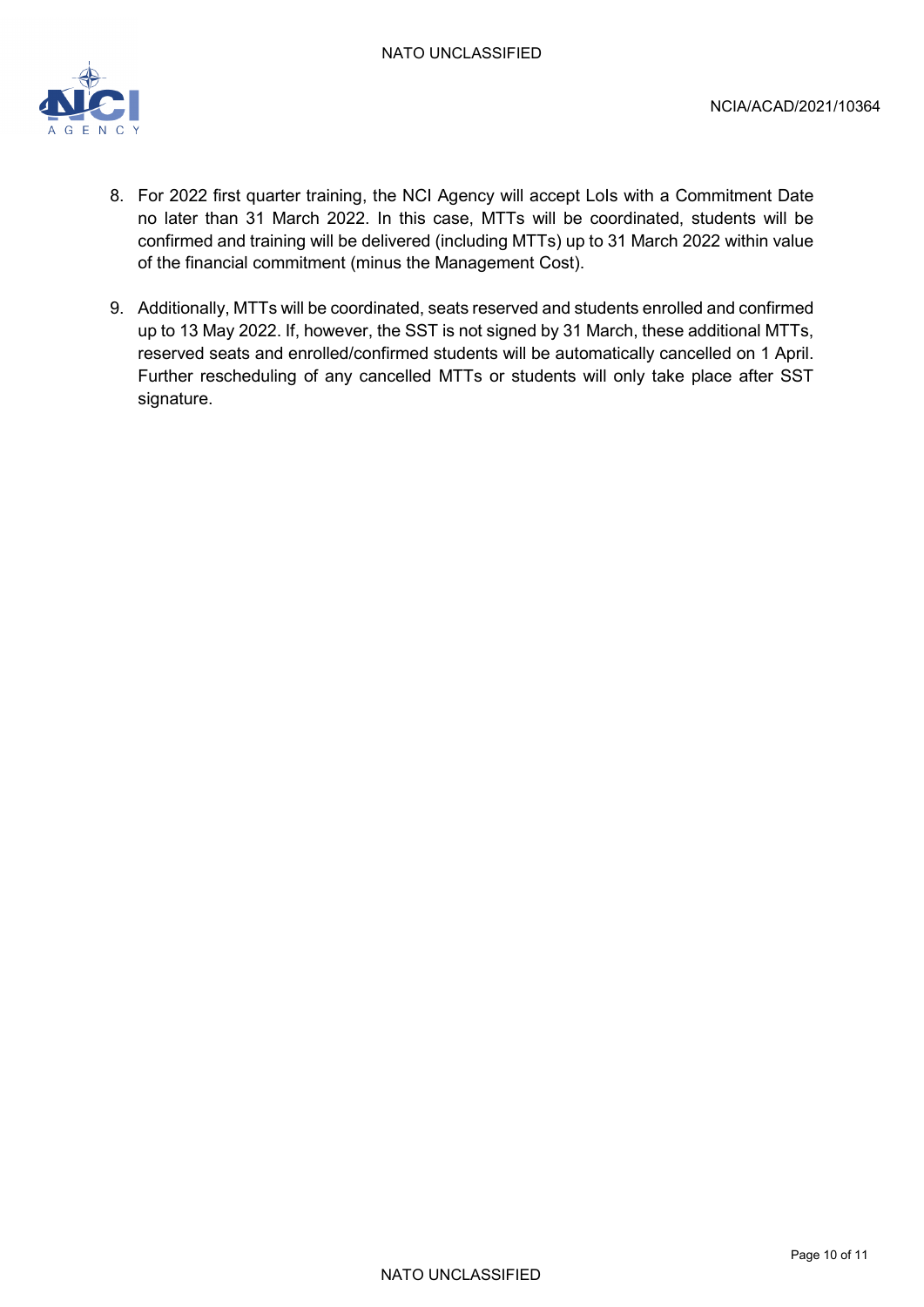8. For 2022 first quarter training, the NCI Agency will accept LoIs with a Commitment Date no later than 31 March 2022. In this case, MTTs will be coordinated, students will be confirmed and training will be delivered (including MTTs) up to 31 March 2022 within value of the financial commitment (minus the Management Cost).

9. Additionally, MTTs will be coordinated, seats reserved and students enrolled and confirmed up to 13 May 2022. If, however, the SST is not signed by 31 March, these additional MTTs, reserved seats and enrolled/confirmed students will be automatically cancelled on 1 April. Further rescheduling of any cancelled MTTs or students will only take place after SST signature.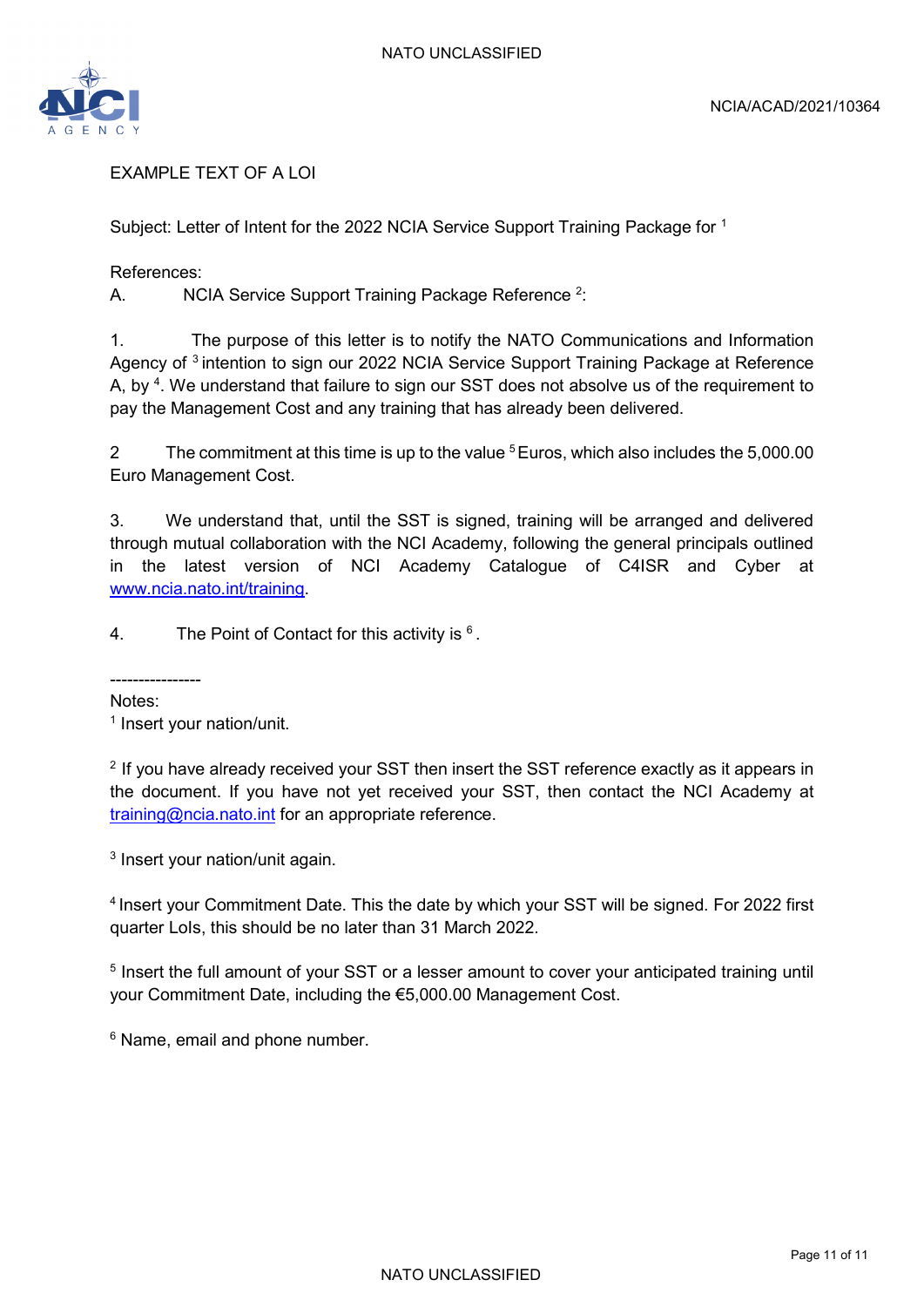NCIA/ACAD/2021/10364

EXAMPLE TEXT OF A LOI

Subject: Letter of Intent for the 2022 NCIA Service Support Training Package for [1]

References:

A. NCIA Service Support Training Package Reference [2]:

1. The purpose of this letter is to notify the NATO Communications and Information Agency of [3] intention to sign our 2022 NCIA Service Support Training Package at Reference A, by [4]. We understand that failure to sign our SST does not absolve us of the requirement to pay the Management Cost and any training that has already been delivered.

2 The commitment at this time is up to the value [5] Euros, which also includes the 5,000.00 Euro Management Cost.

3. We understand that, until the SST is signed, training will be arranged and delivered through mutual collaboration with the NCI Academy, following the general principals outlined in the latest version of NCI Academy Catalogue of C4ISR and Cyber at [www.ncia.nato.int/training](www.ncia.nato.int/training).

4. The Point of Contact for this activity is [6].

----------------

Notes:

[1] Insert your nation/unit.

[2] If you have already received your SST then insert the SST reference exactly as it appears in the document. If you have not yet received your SST, then contact the NCI Academy at [training@ncia.nato.int](mailto:training@ncia.nato.int) for an appropriate reference.

[3] Insert your nation/unit again.

[4] Insert your Commitment Date. This the date by which your SST will be signed. For 2022 first quarter LoIs, this should be no later than 31 March 2022.

[5] Insert the full amount of your SST or a lesser amount to cover your anticipated training until your Commitment Date, including the €5,000.00 Management Cost.

[6] Name, email and phone number.